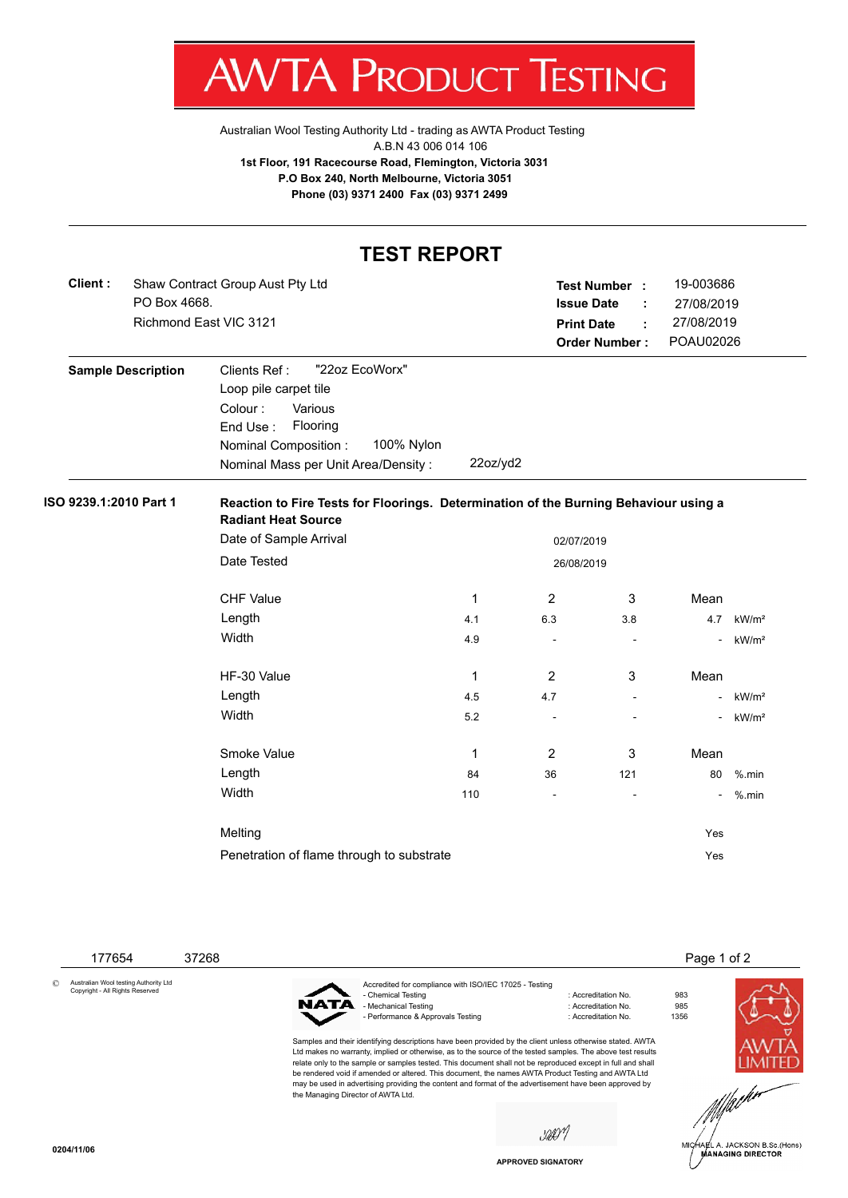# AWTA PRODUCT TESTING

Australian Wool Testing Authority Ltd - trading as AWTA Product Testing
A.B.N 43 006 014 106
**1st Floor, 191 Racecourse Road, Flemington, Victoria 3031**
**P.O Box 240, North Melbourne, Victoria 3051**
**Phone (03) 9371 2400 Fax (03) 9371 2499**

## TEST REPORT

**Client :** Shaw Contract Group Aust Pty Ltd
PO Box 4668.
Richmond East VIC 3121

**Test Number :** 19-003686
**Issue Date :** 27/08/2019
**Print Date :** 27/08/2019
**Order Number :** POAU02026

**Sample Description**

Clients Ref : "22oz EcoWorx"
Loop pile carpet tile
Colour : Various
End Use : Flooring
Nominal Composition : 100% Nylon
Nominal Mass per Unit Area/Density : 22oz/yd2

**ISO 9239.1:2010 Part 1**

**Reaction to Fire Tests for Floorings. Determination of the Burning Behaviour using a Radiant Heat Source**

Date of Sample Arrival: 02/07/2019
Date Tested: 26/08/2019

| CHF Value | 1 | 2 | 3 | Mean | |
|---|---|---|---|---|---|
| Length | 4.1 | 6.3 | 3.8 | 4.7 | kW/m² |
| Width | 4.9 | - | - | - | kW/m² |

| HF-30 Value | 1 | 2 | 3 | Mean | |
|---|---|---|---|---|---|
| Length | 4.5 | 4.7 | - | - | kW/m² |
| Width | 5.2 | - | - | - | kW/m² |

| Smoke Value | 1 | 2 | 3 | Mean | |
|---|---|---|---|---|---|
| Length | 84 | 36 | 121 | 80 | %.min |
| Width | 110 | - | - | - | %.min |

Melting: Yes

Penetration of flame through to substrate: Yes

177654 37268

© Australian Wool testing Authority Ltd
Copyright - All Rights Reserved

Accredited for compliance with ISO/IEC 17025 - Testing

- Chemical Testing : Accreditation No. 983
- Mechanical Testing : Accreditation No. 985
- Performance & Approvals Testing : Accreditation No. 1356

Samples and their identifying descriptions have been provided by the client unless otherwise stated. AWTA Ltd makes no warranty, implied or otherwise, as to the source of the tested samples. The above test results relate only to the sample or samples tested. This document shall not be reproduced except in full and shall be rendered void if amended or altered. This document, the names AWTA Product Testing and AWTA Ltd may be used in advertising providing the content and format of the advertisement have been approved by the Managing Director of AWTA Ltd.

APPROVED SIGNATORY

MICHAEL A. JACKSON B.Sc.(Hons)
MANAGING DIRECTOR

0204/11/06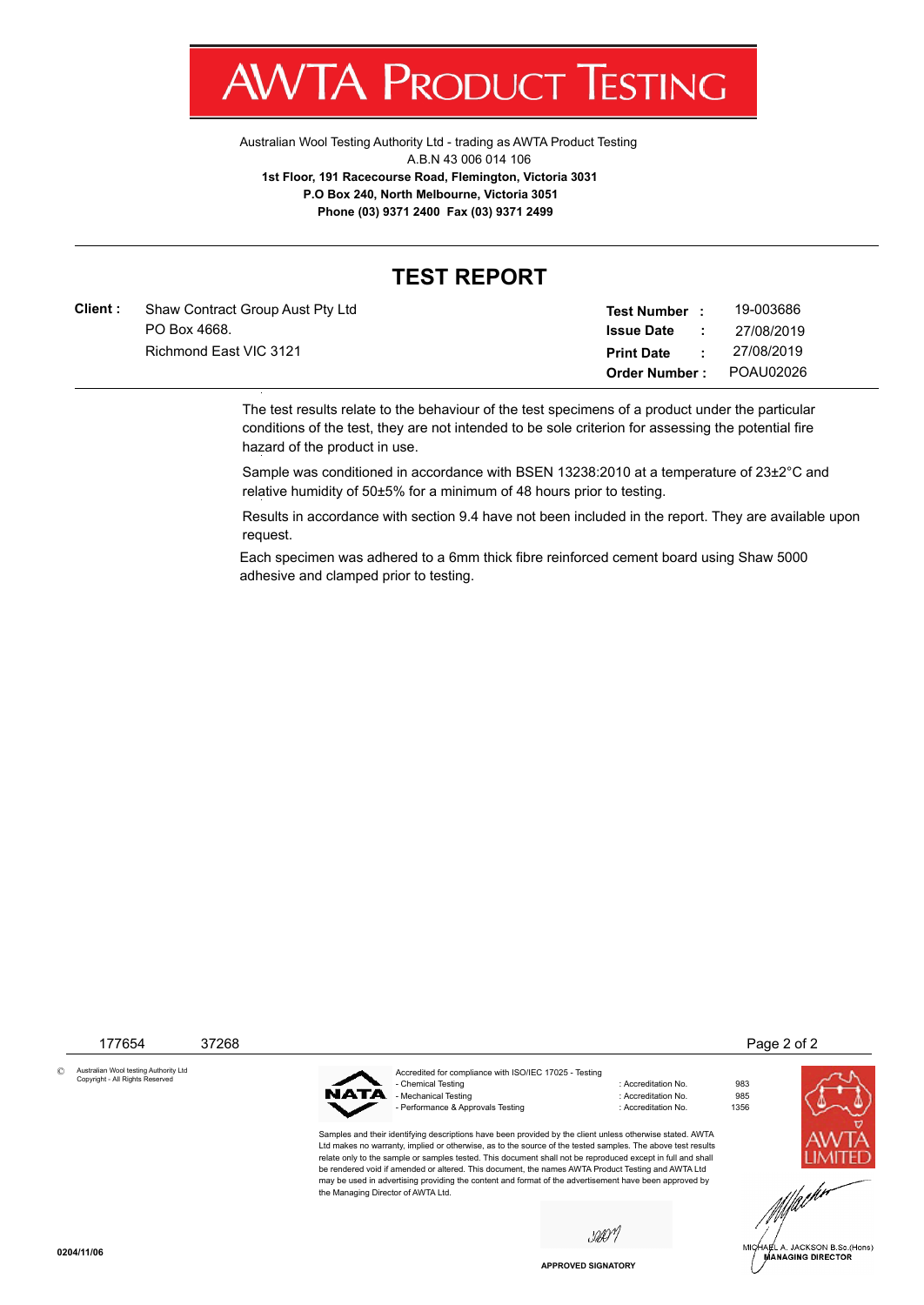# AWTA PRODUCT TESTING

Australian Wool Testing Authority Ltd - trading as AWTA Product Testing
A.B.N 43 006 014 106
**1st Floor, 191 Racecourse Road, Flemington, Victoria 3031**
**P.O Box 240, North Melbourne, Victoria 3051**
**Phone (03) 9371 2400 Fax (03) 9371 2499**

## TEST REPORT

| | | | |
|---|---|---|---|
| **Client :** | Shaw Contract Group Aust Pty Ltd | **Test Number :** | 19-003686 |
| | PO Box 4668. | **Issue Date :** | 27/08/2019 |
| | Richmond East VIC 3121 | **Print Date :** | 27/08/2019 |
| | | **Order Number :** | POAU02026 |

The test results relate to the behaviour of the test specimens of a product under the particular conditions of the test, they are not intended to be sole criterion for assessing the potential fire hazard of the product in use.

Sample was conditioned in accordance with BSEN 13238:2010 at a temperature of 23±2°C and relative humidity of 50±5% for a minimum of 48 hours prior to testing.

Results in accordance with section 9.4 have not been included in the report. They are available upon request.

Each specimen was adhered to a 6mm thick fibre reinforced cement board using Shaw 5000 adhesive and clamped prior to testing.

177654 37268

© Australian Wool testing Authority Ltd Copyright - All Rights Reserved

Accredited for compliance with ISO/IEC 17025 - Testing

| | | |
|---|---|---|
| - Chemical Testing | : Accreditation No. | 983 |
| - Mechanical Testing | : Accreditation No. | 985 |
| - Performance & Approvals Testing | : Accreditation No. | 1356 |

Samples and their identifying descriptions have been provided by the client unless otherwise stated. AWTA Ltd makes no warranty, implied or otherwise, as to the source of the tested samples. The above test results relate only to the sample or samples tested. This document shall not be reproduced except in full and shall be rendered void if amended or altered. This document, the names AWTA Product Testing and AWTA Ltd may be used in advertising providing the content and format of the advertisement have been approved by the Managing Director of AWTA Ltd.

APPROVED SIGNATORY

MICHAEL A. JACKSON B.Sc.(Hons)
MANAGING DIRECTOR

0204/11/06